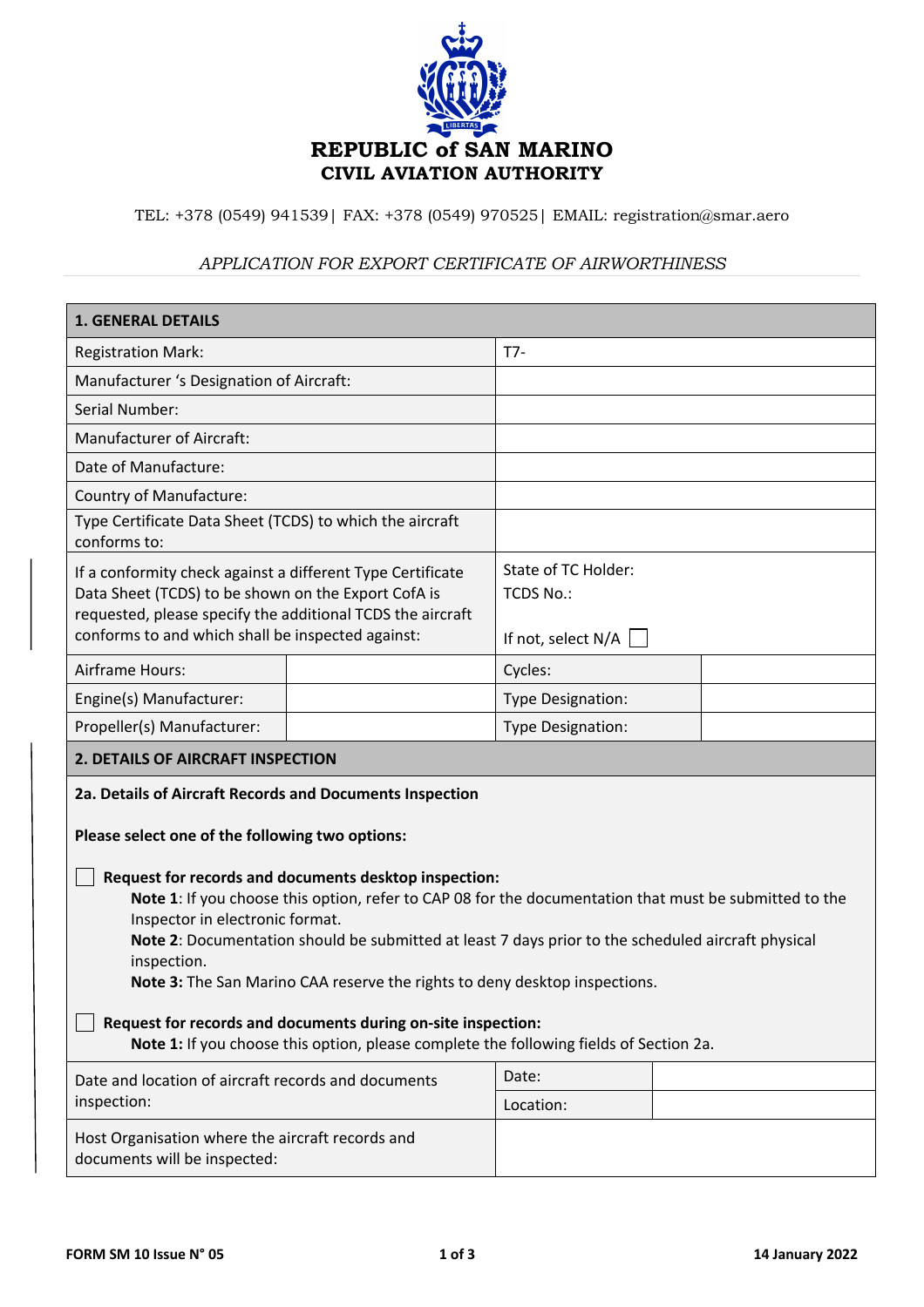# REPUBLIC of SAN MARINO
## CIVIL AVIATION AUTHORITY

TEL: +378 (0549) 941539| FAX: +378 (0549) 970525| EMAIL: registration@smar.aero

*APPLICATION FOR EXPORT CERTIFICATE OF AIRWORTHINESS*

| **1. GENERAL DETAILS** | | | |
|---|---|---|---|
| Registration Mark: | | T7- | |
| Manufacturer 's Designation of Aircraft: | | | |
| Serial Number: | | | |
| Manufacturer of Aircraft: | | | |
| Date of Manufacture: | | | |
| Country of Manufacture: | | | |
| Type Certificate Data Sheet (TCDS) to which the aircraft conforms to: | | | |
| If a conformity check against a different Type Certificate Data Sheet (TCDS) to be shown on the Export CofA is requested, please specify the additional TCDS the aircraft conforms to and which shall be inspected against: | | State of TC Holder:<br>TCDS No.:<br><br>If not, select N/A ☐ | |
| Airframe Hours: | | Cycles: | |
| Engine(s) Manufacturer: | | Type Designation: | |
| Propeller(s) Manufacturer: | | Type Designation: | |

## 2. DETAILS OF AIRCRAFT INSPECTION

**2a. Details of Aircraft Records and Documents Inspection**

**Please select one of the following two options:**

☐ **Request for records and documents desktop inspection:**
**Note 1**: If you choose this option, refer to CAP 08 for the documentation that must be submitted to the Inspector in electronic format.
**Note 2**: Documentation should be submitted at least 7 days prior to the scheduled aircraft physical inspection.
**Note 3:** The San Marino CAA reserve the rights to deny desktop inspections.

☐ **Request for records and documents during on-site inspection:**
**Note 1:** If you choose this option, please complete the following fields of Section 2a.

| | | |
|---|---|---|
| Date and location of aircraft records and documents inspection: | Date: | |
| | Location: | |
| Host Organisation where the aircraft records and documents will be inspected: | | |

FORM SM 10 Issue N° 05 — 14 January 2022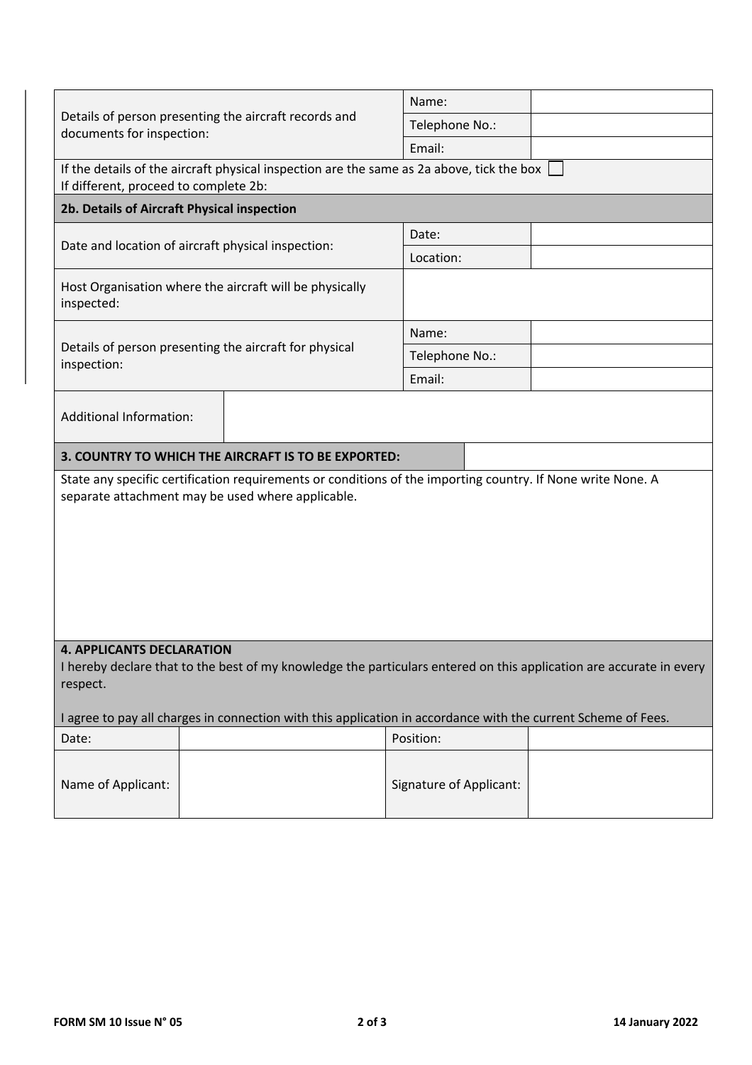| Details of person presenting the aircraft records and documents for inspection: | Name: | |
|---|---|---|
| | Telephone No.: | |
| | Email: | |

If the details of the aircraft physical inspection are the same as 2a above, tick the box ☐
If different, proceed to complete 2b:

**2b. Details of Aircraft Physical inspection**

| Date and location of aircraft physical inspection: | Date: | |
|---|---|---|
| | Location: | |
| Host Organisation where the aircraft will be physically inspected: | | |
| Details of person presenting the aircraft for physical inspection: | Name: | |
| | Telephone No.: | |
| | Email: | |
| Additional Information: | | |

| **3. COUNTRY TO WHICH THE AIRCRAFT IS TO BE EXPORTED:** | |
|---|---|

State any specific certification requirements or conditions of the importing country. If None write None. A separate attachment may be used where applicable.

**4. APPLICANTS DECLARATION**

I hereby declare that to the best of my knowledge the particulars entered on this application are accurate in every respect.

I agree to pay all charges in connection with this application in accordance with the current Scheme of Fees.

| Date: | | Position: | |
|---|---|---|---|
| Name of Applicant: | | Signature of Applicant: | |

FORM SM 10 Issue N° 05 — 14 January 2022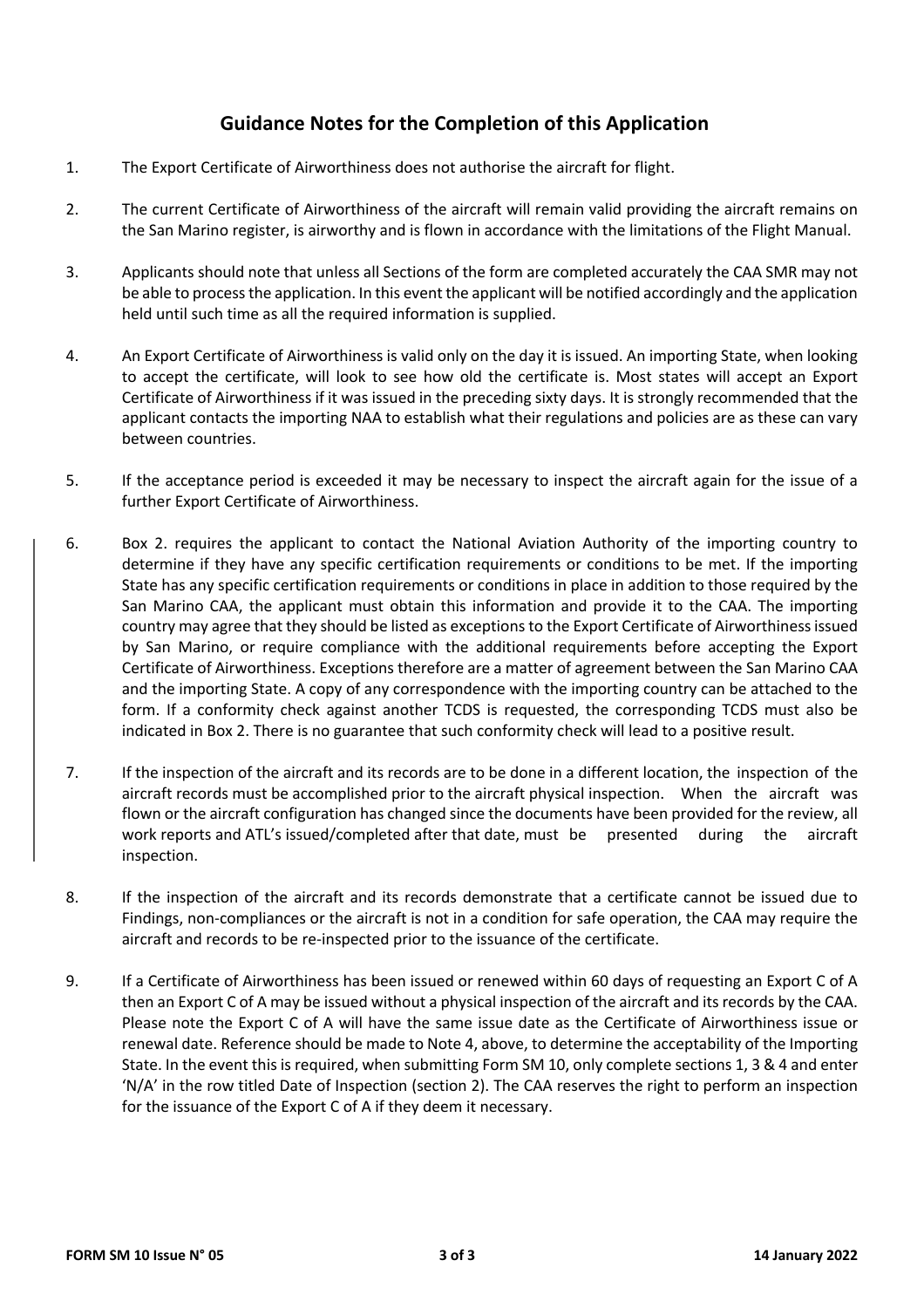## Guidance Notes for the Completion of this Application

1. The Export Certificate of Airworthiness does not authorise the aircraft for flight.

2. The current Certificate of Airworthiness of the aircraft will remain valid providing the aircraft remains on the San Marino register, is airworthy and is flown in accordance with the limitations of the Flight Manual.

3. Applicants should note that unless all Sections of the form are completed accurately the CAA SMR may not be able to process the application. In this event the applicant will be notified accordingly and the application held until such time as all the required information is supplied.

4. An Export Certificate of Airworthiness is valid only on the day it is issued. An importing State, when looking to accept the certificate, will look to see how old the certificate is. Most states will accept an Export Certificate of Airworthiness if it was issued in the preceding sixty days. It is strongly recommended that the applicant contacts the importing NAA to establish what their regulations and policies are as these can vary between countries.

5. If the acceptance period is exceeded it may be necessary to inspect the aircraft again for the issue of a further Export Certificate of Airworthiness.

6. Box 2. requires the applicant to contact the National Aviation Authority of the importing country to determine if they have any specific certification requirements or conditions to be met. If the importing State has any specific certification requirements or conditions in place in addition to those required by the San Marino CAA, the applicant must obtain this information and provide it to the CAA. The importing country may agree that they should be listed as exceptions to the Export Certificate of Airworthiness issued by San Marino, or require compliance with the additional requirements before accepting the Export Certificate of Airworthiness. Exceptions therefore are a matter of agreement between the San Marino CAA and the importing State. A copy of any correspondence with the importing country can be attached to the form. If a conformity check against another TCDS is requested, the corresponding TCDS must also be indicated in Box 2. There is no guarantee that such conformity check will lead to a positive result.

7. If the inspection of the aircraft and its records are to be done in a different location, the inspection of the aircraft records must be accomplished prior to the aircraft physical inspection. When the aircraft was flown or the aircraft configuration has changed since the documents have been provided for the review, all work reports and ATL's issued/completed after that date, must be presented during the aircraft inspection.

8. If the inspection of the aircraft and its records demonstrate that a certificate cannot be issued due to Findings, non-compliances or the aircraft is not in a condition for safe operation, the CAA may require the aircraft and records to be re-inspected prior to the issuance of the certificate.

9. If a Certificate of Airworthiness has been issued or renewed within 60 days of requesting an Export C of A then an Export C of A may be issued without a physical inspection of the aircraft and its records by the CAA. Please note the Export C of A will have the same issue date as the Certificate of Airworthiness issue or renewal date. Reference should be made to Note 4, above, to determine the acceptability of the Importing State. In the event this is required, when submitting Form SM 10, only complete sections 1, 3 & 4 and enter 'N/A' in the row titled Date of Inspection (section 2). The CAA reserves the right to perform an inspection for the issuance of the Export C of A if they deem it necessary.